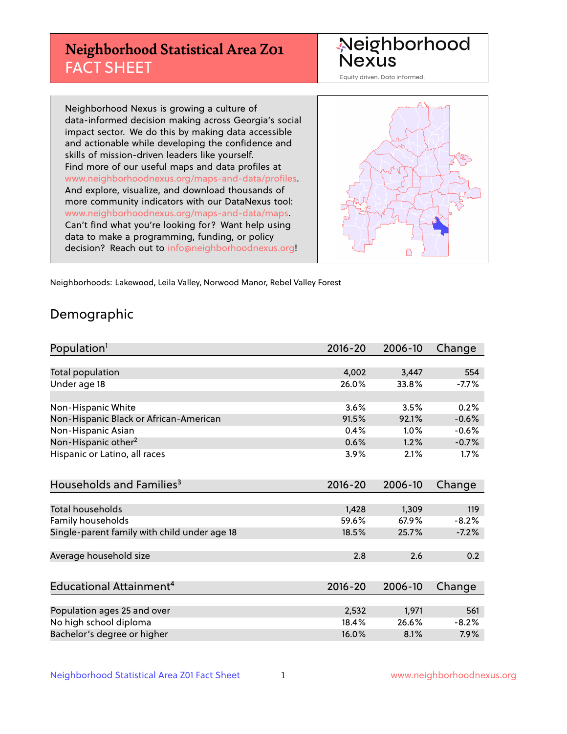# Neighborhood Statistical Area Z01 FACT SHEET

Neighborhood Nexus
Equity driven. Data informed.

Neighborhood Nexus is growing a culture of data-informed decision making across Georgia's social impact sector. We do this by making data accessible and actionable while developing the confidence and skills of mission-driven leaders like yourself. Find more of our useful maps and data profiles at www.neighborhoodnexus.org/maps-and-data/profiles. And explore, visualize, and download thousands of more community indicators with our DataNexus tool: www.neighborhoodnexus.org/maps-and-data/maps. Can't find what you're looking for? Want help using data to make a programming, funding, or policy decision? Reach out to info@neighborhoodnexus.org!

Neighborhoods: Lakewood, Leila Valley, Norwood Manor, Rebel Valley Forest

## Demographic

| Population[1] | 2016-20 | 2006-10 | Change |
|---|---|---|---|
| Total population | 4,002 | 3,447 | 554 |
| Under age 18 | 26.0% | 33.8% | -7.7% |
| | | | |
| Non-Hispanic White | 3.6% | 3.5% | 0.2% |
| Non-Hispanic Black or African-American | 91.5% | 92.1% | -0.6% |
| Non-Hispanic Asian | 0.4% | 1.0% | -0.6% |
| Non-Hispanic other[2] | 0.6% | 1.2% | -0.7% |
| Hispanic or Latino, all races | 3.9% | 2.1% | 1.7% |

| Households and Families[3] | 2016-20 | 2006-10 | Change |
|---|---|---|---|
| Total households | 1,428 | 1,309 | 119 |
| Family households | 59.6% | 67.9% | -8.2% |
| Single-parent family with child under age 18 | 18.5% | 25.7% | -7.2% |
| | | | |
| Average household size | 2.8 | 2.6 | 0.2 |

| Educational Attainment[4] | 2016-20 | 2006-10 | Change |
|---|---|---|---|
| Population ages 25 and over | 2,532 | 1,971 | 561 |
| No high school diploma | 18.4% | 26.6% | -8.2% |
| Bachelor's degree or higher | 16.0% | 8.1% | 7.9% |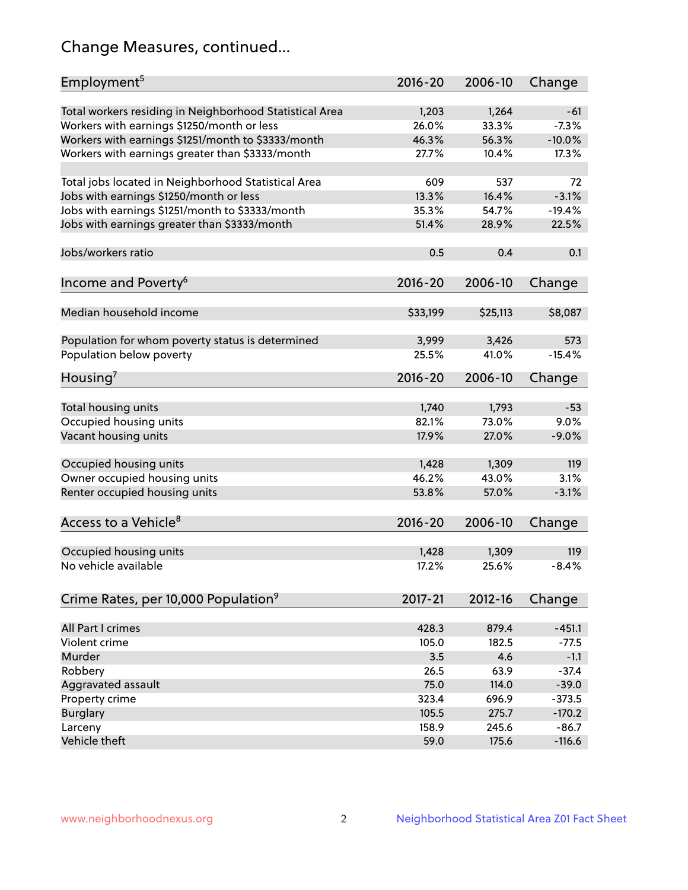# Change Measures, continued...

| Employment[5] | 2016-20 | 2006-10 | Change |
|---|---|---|---|
| Total workers residing in Neighborhood Statistical Area | 1,203 | 1,264 | -61 |
| Workers with earnings $1250/month or less | 26.0% | 33.3% | -7.3% |
| Workers with earnings $1251/month to $3333/month | 46.3% | 56.3% | -10.0% |
| Workers with earnings greater than $3333/month | 27.7% | 10.4% | 17.3% |
| | | | |
| Total jobs located in Neighborhood Statistical Area | 609 | 537 | 72 |
| Jobs with earnings $1250/month or less | 13.3% | 16.4% | -3.1% |
| Jobs with earnings $1251/month to $3333/month | 35.3% | 54.7% | -19.4% |
| Jobs with earnings greater than $3333/month | 51.4% | 28.9% | 22.5% |
| | | | |
| Jobs/workers ratio | 0.5 | 0.4 | 0.1 |

| Income and Poverty[6] | 2016-20 | 2006-10 | Change |
|---|---|---|---|
| Median household income | $33,199 | $25,113 | $8,087 |
| | | | |
| Population for whom poverty status is determined | 3,999 | 3,426 | 573 |
| Population below poverty | 25.5% | 41.0% | -15.4% |

| Housing[7] | 2016-20 | 2006-10 | Change |
|---|---|---|---|
| Total housing units | 1,740 | 1,793 | -53 |
| Occupied housing units | 82.1% | 73.0% | 9.0% |
| Vacant housing units | 17.9% | 27.0% | -9.0% |
| | | | |
| Occupied housing units | 1,428 | 1,309 | 119 |
| Owner occupied housing units | 46.2% | 43.0% | 3.1% |
| Renter occupied housing units | 53.8% | 57.0% | -3.1% |

| Access to a Vehicle[8] | 2016-20 | 2006-10 | Change |
|---|---|---|---|
| Occupied housing units | 1,428 | 1,309 | 119 |
| No vehicle available | 17.2% | 25.6% | -8.4% |

| Crime Rates, per 10,000 Population[9] | 2017-21 | 2012-16 | Change |
|---|---|---|---|
| All Part I crimes | 428.3 | 879.4 | -451.1 |
| Violent crime | 105.0 | 182.5 | -77.5 |
| Murder | 3.5 | 4.6 | -1.1 |
| Robbery | 26.5 | 63.9 | -37.4 |
| Aggravated assault | 75.0 | 114.0 | -39.0 |
| Property crime | 323.4 | 696.9 | -373.5 |
| Burglary | 105.5 | 275.7 | -170.2 |
| Larceny | 158.9 | 245.6 | -86.7 |
| Vehicle theft | 59.0 | 175.6 | -116.6 |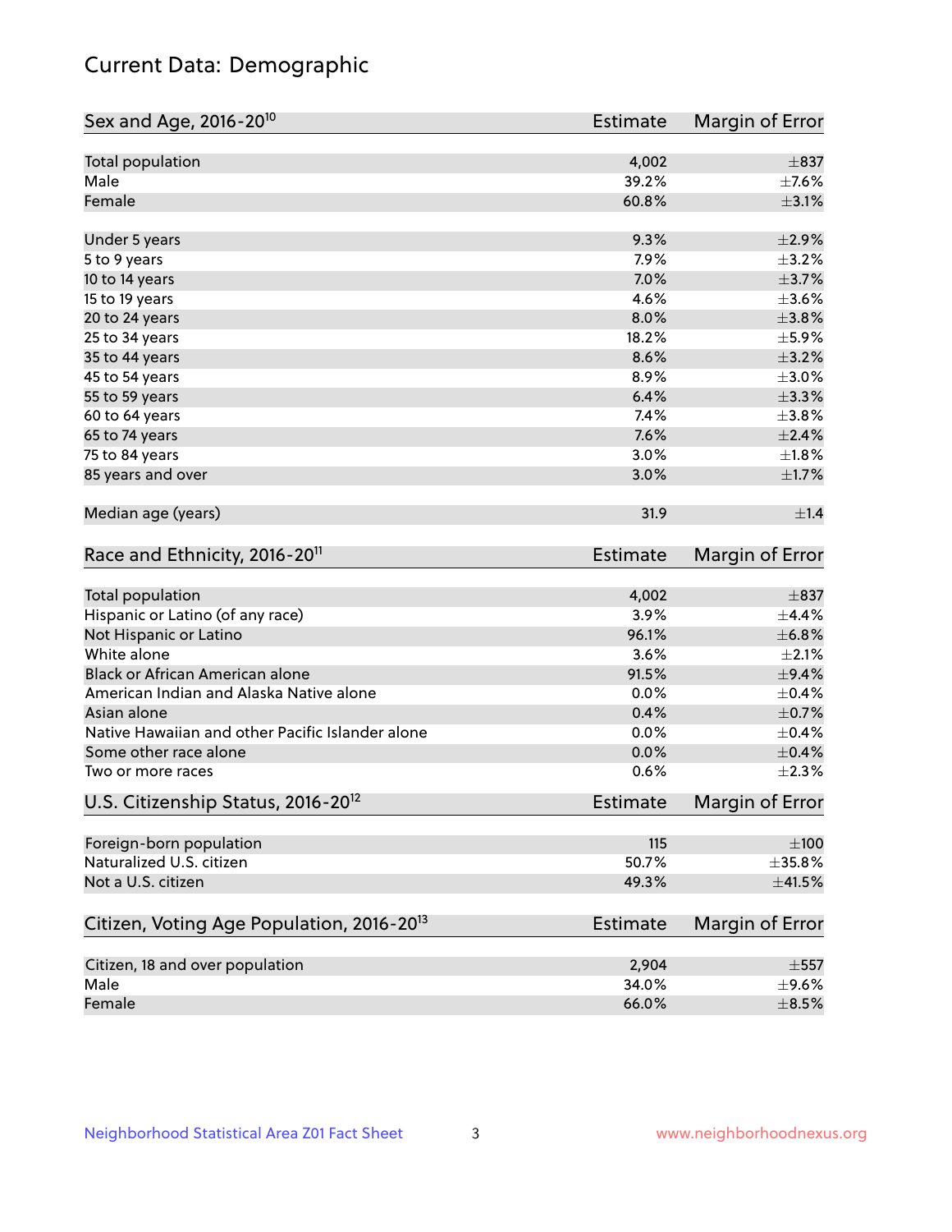# Current Data: Demographic

| Sex and Age, 2016-20[10] | Estimate | Margin of Error |
|---|---|---|
| Total population | 4,002 | ±837 |
| Male | 39.2% | ±7.6% |
| Female | 60.8% | ±3.1% |
| Under 5 years | 9.3% | ±2.9% |
| 5 to 9 years | 7.9% | ±3.2% |
| 10 to 14 years | 7.0% | ±3.7% |
| 15 to 19 years | 4.6% | ±3.6% |
| 20 to 24 years | 8.0% | ±3.8% |
| 25 to 34 years | 18.2% | ±5.9% |
| 35 to 44 years | 8.6% | ±3.2% |
| 45 to 54 years | 8.9% | ±3.0% |
| 55 to 59 years | 6.4% | ±3.3% |
| 60 to 64 years | 7.4% | ±3.8% |
| 65 to 74 years | 7.6% | ±2.4% |
| 75 to 84 years | 3.0% | ±1.8% |
| 85 years and over | 3.0% | ±1.7% |
| Median age (years) | 31.9 | ±1.4 |

| Race and Ethnicity, 2016-20[11] | Estimate | Margin of Error |
|---|---|---|
| Total population | 4,002 | ±837 |
| Hispanic or Latino (of any race) | 3.9% | ±4.4% |
| Not Hispanic or Latino | 96.1% | ±6.8% |
| White alone | 3.6% | ±2.1% |
| Black or African American alone | 91.5% | ±9.4% |
| American Indian and Alaska Native alone | 0.0% | ±0.4% |
| Asian alone | 0.4% | ±0.7% |
| Native Hawaiian and other Pacific Islander alone | 0.0% | ±0.4% |
| Some other race alone | 0.0% | ±0.4% |
| Two or more races | 0.6% | ±2.3% |

| U.S. Citizenship Status, 2016-20[12] | Estimate | Margin of Error |
|---|---|---|
| Foreign-born population | 115 | ±100 |
| Naturalized U.S. citizen | 50.7% | ±35.8% |
| Not a U.S. citizen | 49.3% | ±41.5% |

| Citizen, Voting Age Population, 2016-20[13] | Estimate | Margin of Error |
|---|---|---|
| Citizen, 18 and over population | 2,904 | ±557 |
| Male | 34.0% | ±9.6% |
| Female | 66.0% | ±8.5% |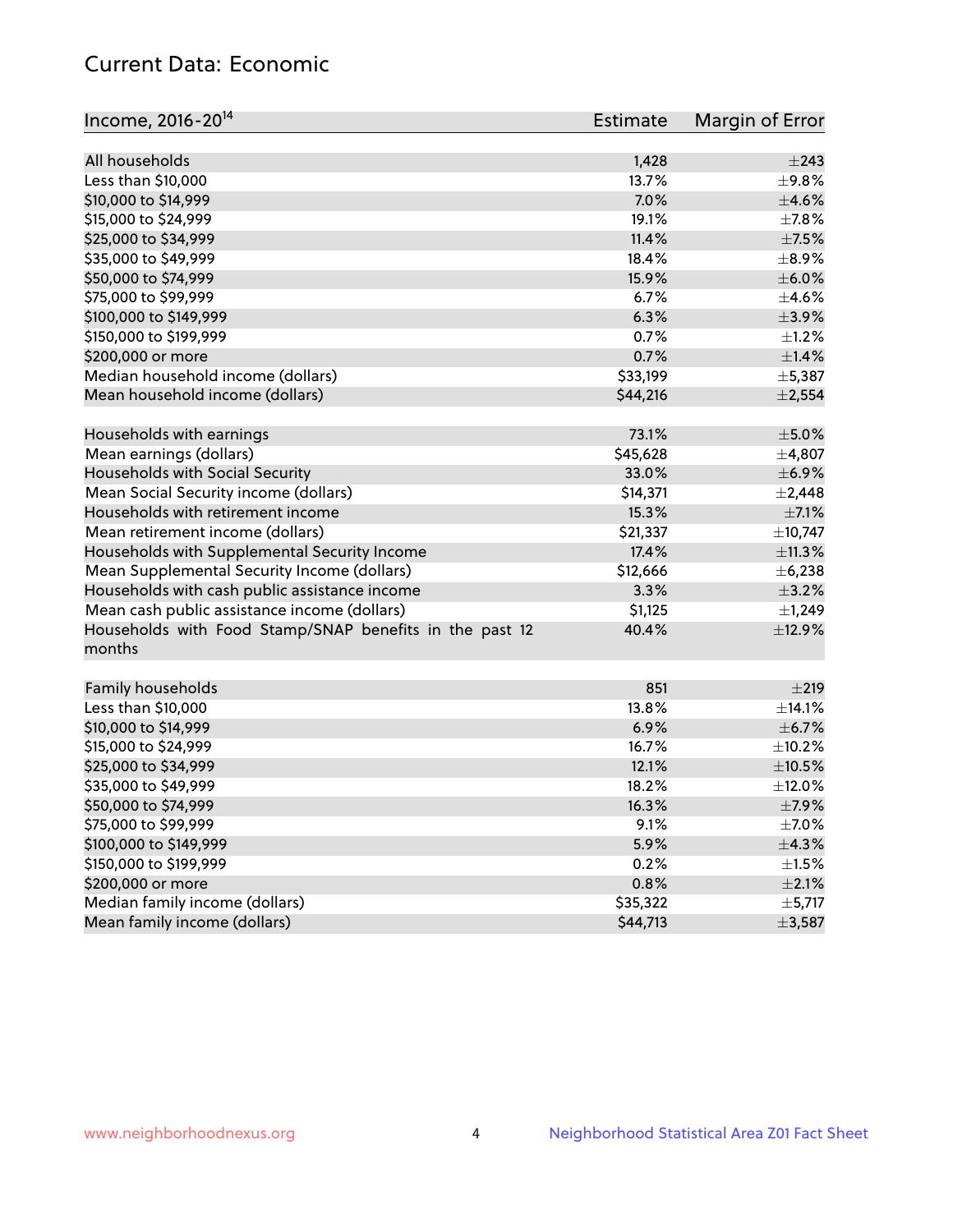## Current Data: Economic

| Income, 2016-20[14] | Estimate | Margin of Error |
|---|---|---|
| All households | 1,428 | ±243 |
| Less than $10,000 | 13.7% | ±9.8% |
| $10,000 to $14,999 | 7.0% | ±4.6% |
| $15,000 to $24,999 | 19.1% | ±7.8% |
| $25,000 to $34,999 | 11.4% | ±7.5% |
| $35,000 to $49,999 | 18.4% | ±8.9% |
| $50,000 to $74,999 | 15.9% | ±6.0% |
| $75,000 to $99,999 | 6.7% | ±4.6% |
| $100,000 to $149,999 | 6.3% | ±3.9% |
| $150,000 to $199,999 | 0.7% | ±1.2% |
| $200,000 or more | 0.7% | ±1.4% |
| Median household income (dollars) | $33,199 | ±5,387 |
| Mean household income (dollars) | $44,216 | ±2,554 |
| | | |
| Households with earnings | 73.1% | ±5.0% |
| Mean earnings (dollars) | $45,628 | ±4,807 |
| Households with Social Security | 33.0% | ±6.9% |
| Mean Social Security income (dollars) | $14,371 | ±2,448 |
| Households with retirement income | 15.3% | ±7.1% |
| Mean retirement income (dollars) | $21,337 | ±10,747 |
| Households with Supplemental Security Income | 17.4% | ±11.3% |
| Mean Supplemental Security Income (dollars) | $12,666 | ±6,238 |
| Households with cash public assistance income | 3.3% | ±3.2% |
| Mean cash public assistance income (dollars) | $1,125 | ±1,249 |
| Households with Food Stamp/SNAP benefits in the past 12 months | 40.4% | ±12.9% |
| | | |
| Family households | 851 | ±219 |
| Less than $10,000 | 13.8% | ±14.1% |
| $10,000 to $14,999 | 6.9% | ±6.7% |
| $15,000 to $24,999 | 16.7% | ±10.2% |
| $25,000 to $34,999 | 12.1% | ±10.5% |
| $35,000 to $49,999 | 18.2% | ±12.0% |
| $50,000 to $74,999 | 16.3% | ±7.9% |
| $75,000 to $99,999 | 9.1% | ±7.0% |
| $100,000 to $149,999 | 5.9% | ±4.3% |
| $150,000 to $199,999 | 0.2% | ±1.5% |
| $200,000 or more | 0.8% | ±2.1% |
| Median family income (dollars) | $35,322 | ±5,717 |
| Mean family income (dollars) | $44,713 | ±3,587 |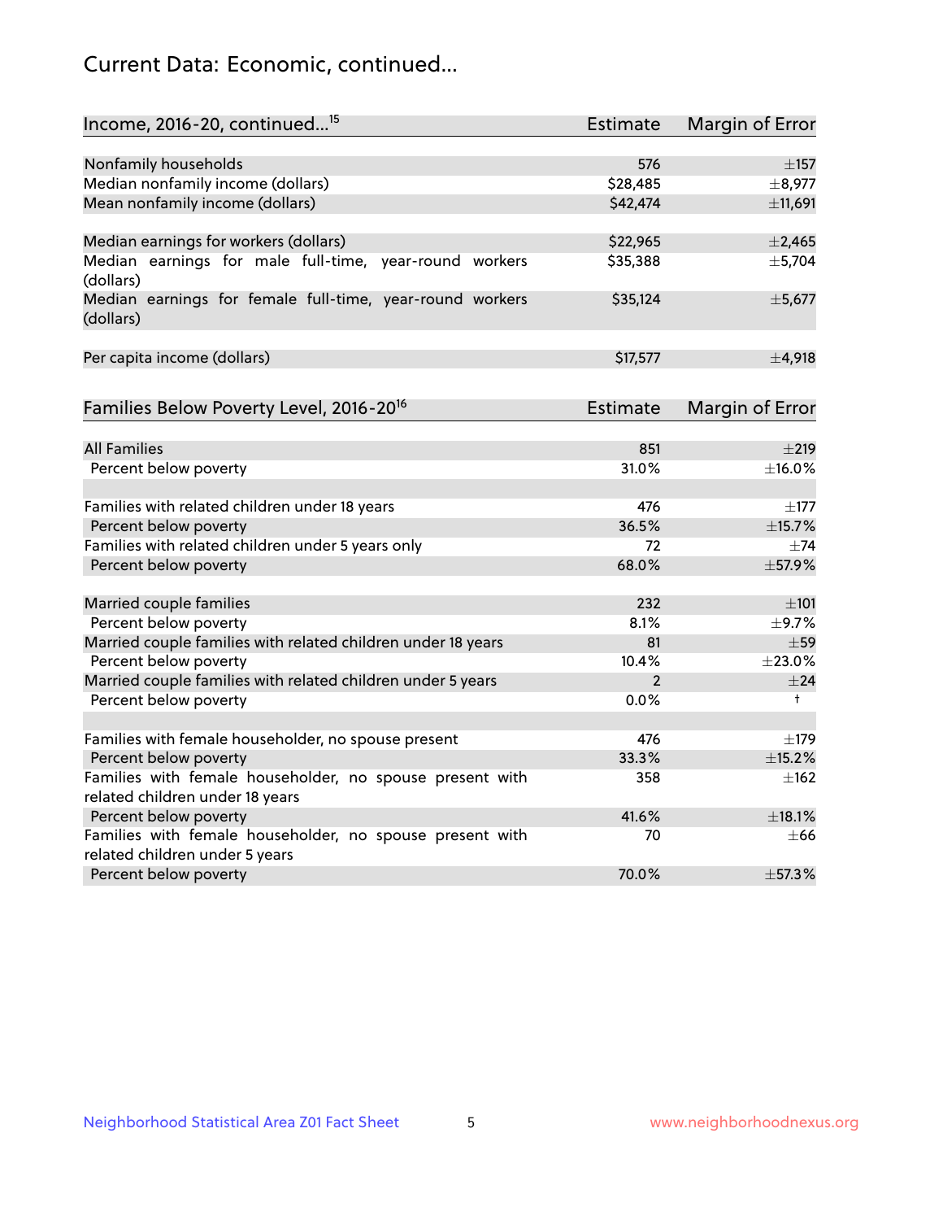## Current Data: Economic, continued...

| Income, 2016-20, continued...[15] | Estimate | Margin of Error |
|---|---|---|
| Nonfamily households | 576 | ±157 |
| Median nonfamily income (dollars) | $28,485 | ±8,977 |
| Mean nonfamily income (dollars) | $42,474 | ±11,691 |
| Median earnings for workers (dollars) | $22,965 | ±2,465 |
| Median earnings for male full-time, year-round workers (dollars) | $35,388 | ±5,704 |
| Median earnings for female full-time, year-round workers (dollars) | $35,124 | ±5,677 |
| Per capita income (dollars) | $17,577 | ±4,918 |

| Families Below Poverty Level, 2016-20[16] | Estimate | Margin of Error |
|---|---|---|
| All Families | 851 | ±219 |
| Percent below poverty | 31.0% | ±16.0% |
| Families with related children under 18 years | 476 | ±177 |
| Percent below poverty | 36.5% | ±15.7% |
| Families with related children under 5 years only | 72 | ±74 |
| Percent below poverty | 68.0% | ±57.9% |
| Married couple families | 232 | ±101 |
| Percent below poverty | 8.1% | ±9.7% |
| Married couple families with related children under 18 years | 81 | ±59 |
| Percent below poverty | 10.4% | ±23.0% |
| Married couple families with related children under 5 years | 2 | ±24 |
| Percent below poverty | 0.0% | † |
| Families with female householder, no spouse present | 476 | ±179 |
| Percent below poverty | 33.3% | ±15.2% |
| Families with female householder, no spouse present with related children under 18 years | 358 | ±162 |
| Percent below poverty | 41.6% | ±18.1% |
| Families with female householder, no spouse present with related children under 5 years | 70 | ±66 |
| Percent below poverty | 70.0% | ±57.3% |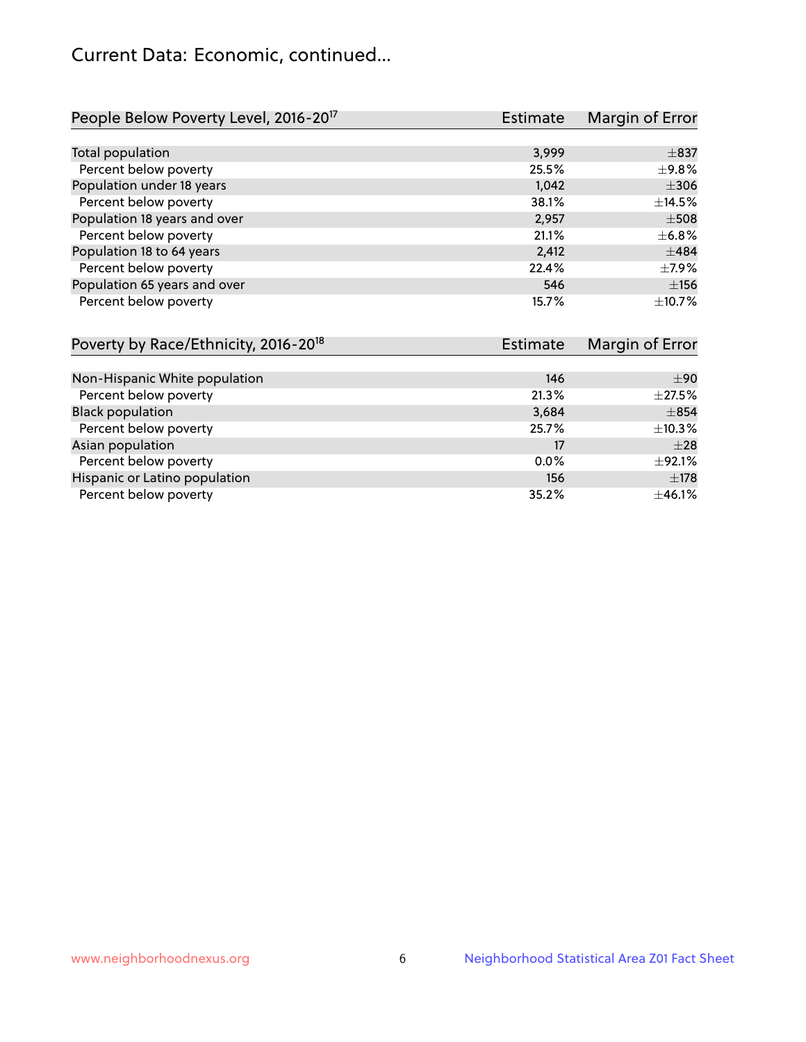## Current Data: Economic, continued...

| People Below Poverty Level, 2016-20[17] | Estimate | Margin of Error |
| --- | --- | --- |
| Total population | 3,999 | ±837 |
| Percent below poverty | 25.5% | ±9.8% |
| Population under 18 years | 1,042 | ±306 |
| Percent below poverty | 38.1% | ±14.5% |
| Population 18 years and over | 2,957 | ±508 |
| Percent below poverty | 21.1% | ±6.8% |
| Population 18 to 64 years | 2,412 | ±484 |
| Percent below poverty | 22.4% | ±7.9% |
| Population 65 years and over | 546 | ±156 |
| Percent below poverty | 15.7% | ±10.7% |

| Poverty by Race/Ethnicity, 2016-20[18] | Estimate | Margin of Error |
| --- | --- | --- |
| Non-Hispanic White population | 146 | ±90 |
| Percent below poverty | 21.3% | ±27.5% |
| Black population | 3,684 | ±854 |
| Percent below poverty | 25.7% | ±10.3% |
| Asian population | 17 | ±28 |
| Percent below poverty | 0.0% | ±92.1% |
| Hispanic or Latino population | 156 | ±178 |
| Percent below poverty | 35.2% | ±46.1% |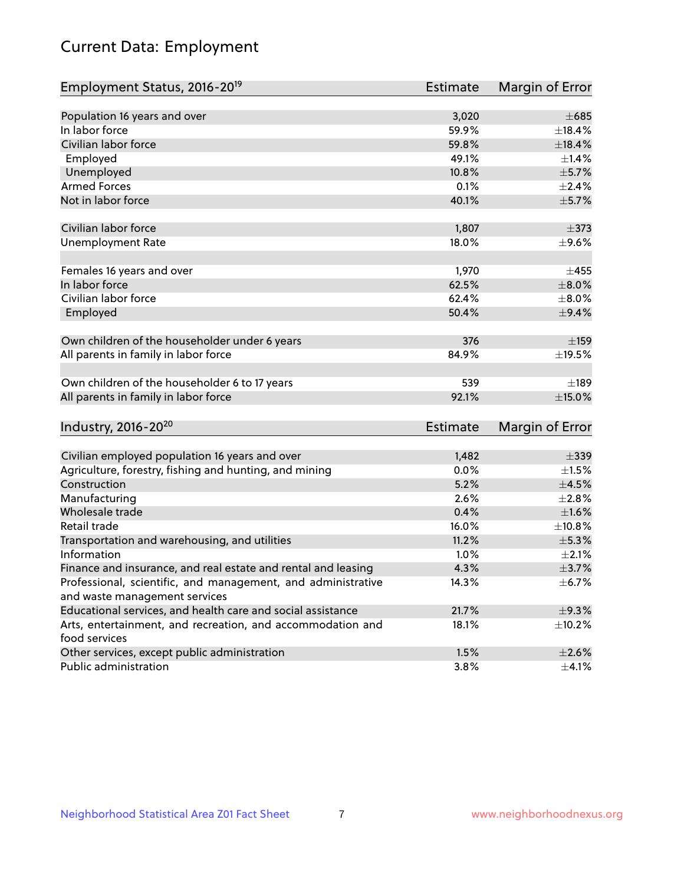# Current Data: Employment

| Employment Status, 2016-20[19] | Estimate | Margin of Error |
|---|---|---|
| Population 16 years and over | 3,020 | ±685 |
| In labor force | 59.9% | ±18.4% |
| Civilian labor force | 59.8% | ±18.4% |
| Employed | 49.1% | ±1.4% |
| Unemployed | 10.8% | ±5.7% |
| Armed Forces | 0.1% | ±2.4% |
| Not in labor force | 40.1% | ±5.7% |
| | | |
| Civilian labor force | 1,807 | ±373 |
| Unemployment Rate | 18.0% | ±9.6% |
| | | |
| Females 16 years and over | 1,970 | ±455 |
| In labor force | 62.5% | ±8.0% |
| Civilian labor force | 62.4% | ±8.0% |
| Employed | 50.4% | ±9.4% |
| | | |
| Own children of the householder under 6 years | 376 | ±159 |
| All parents in family in labor force | 84.9% | ±19.5% |
| | | |
| Own children of the householder 6 to 17 years | 539 | ±189 |
| All parents in family in labor force | 92.1% | ±15.0% |

| Industry, 2016-20[20] | Estimate | Margin of Error |
|---|---|---|
| Civilian employed population 16 years and over | 1,482 | ±339 |
| Agriculture, forestry, fishing and hunting, and mining | 0.0% | ±1.5% |
| Construction | 5.2% | ±4.5% |
| Manufacturing | 2.6% | ±2.8% |
| Wholesale trade | 0.4% | ±1.6% |
| Retail trade | 16.0% | ±10.8% |
| Transportation and warehousing, and utilities | 11.2% | ±5.3% |
| Information | 1.0% | ±2.1% |
| Finance and insurance, and real estate and rental and leasing | 4.3% | ±3.7% |
| Professional, scientific, and management, and administrative and waste management services | 14.3% | ±6.7% |
| Educational services, and health care and social assistance | 21.7% | ±9.3% |
| Arts, entertainment, and recreation, and accommodation and food services | 18.1% | ±10.2% |
| Other services, except public administration | 1.5% | ±2.6% |
| Public administration | 3.8% | ±4.1% |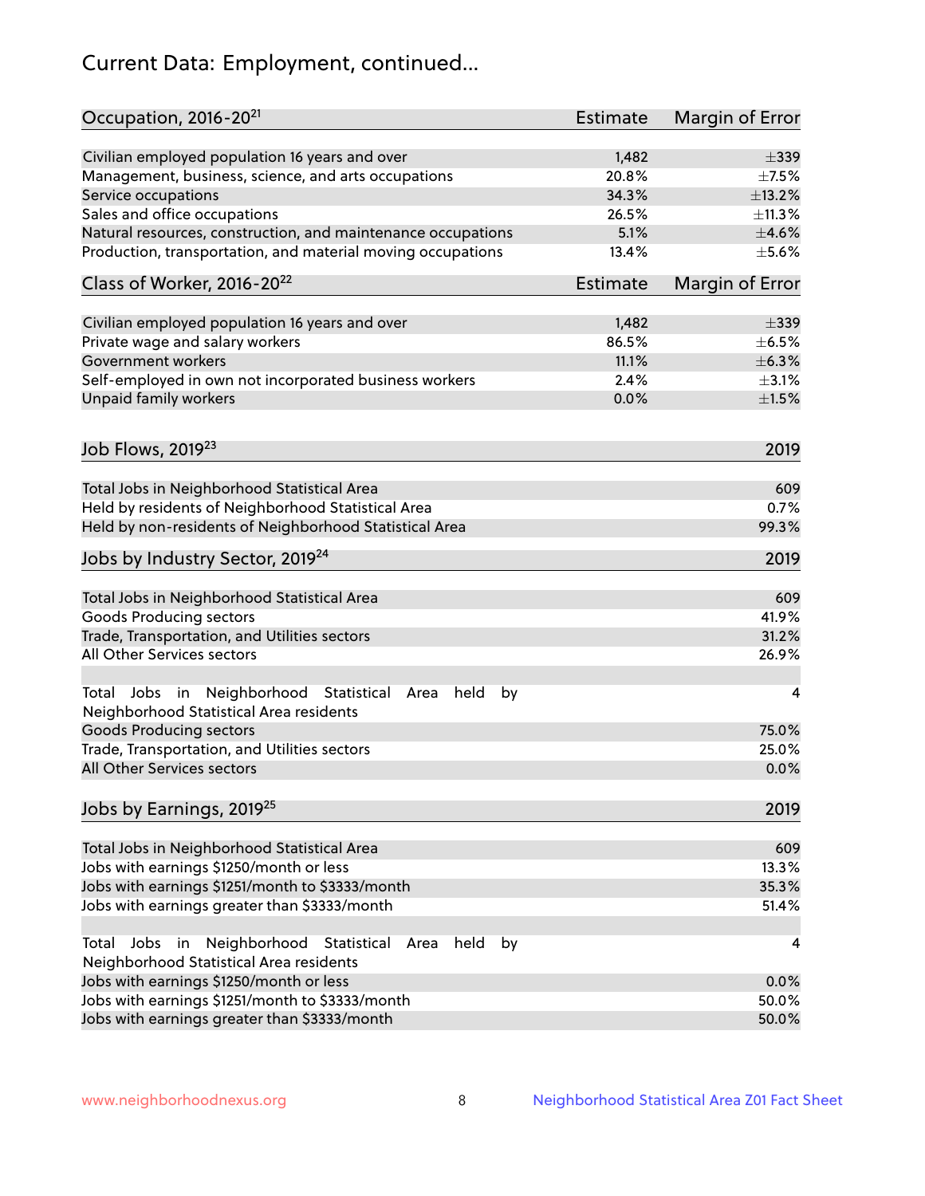# Current Data: Employment, continued...

| Occupation, 2016-20[21] | Estimate | Margin of Error |
|---|---|---|
| Civilian employed population 16 years and over | 1,482 | ±339 |
| Management, business, science, and arts occupations | 20.8% | ±7.5% |
| Service occupations | 34.3% | ±13.2% |
| Sales and office occupations | 26.5% | ±11.3% |
| Natural resources, construction, and maintenance occupations | 5.1% | ±4.6% |
| Production, transportation, and material moving occupations | 13.4% | ±5.6% |

| Class of Worker, 2016-20[22] | Estimate | Margin of Error |
|---|---|---|
| Civilian employed population 16 years and over | 1,482 | ±339 |
| Private wage and salary workers | 86.5% | ±6.5% |
| Government workers | 11.1% | ±6.3% |
| Self-employed in own not incorporated business workers | 2.4% | ±3.1% |
| Unpaid family workers | 0.0% | ±1.5% |

| Job Flows, 2019[23] | 2019 |
|---|---|
| Total Jobs in Neighborhood Statistical Area | 609 |
| Held by residents of Neighborhood Statistical Area | 0.7% |
| Held by non-residents of Neighborhood Statistical Area | 99.3% |

| Jobs by Industry Sector, 2019[24] | 2019 |
|---|---|
| Total Jobs in Neighborhood Statistical Area | 609 |
| Goods Producing sectors | 41.9% |
| Trade, Transportation, and Utilities sectors | 31.2% |
| All Other Services sectors | 26.9% |
| Total Jobs in Neighborhood Statistical Area held by Neighborhood Statistical Area residents | 4 |
| Goods Producing sectors | 75.0% |
| Trade, Transportation, and Utilities sectors | 25.0% |
| All Other Services sectors | 0.0% |

| Jobs by Earnings, 2019[25] | 2019 |
|---|---|
| Total Jobs in Neighborhood Statistical Area | 609 |
| Jobs with earnings $1250/month or less | 13.3% |
| Jobs with earnings $1251/month to $3333/month | 35.3% |
| Jobs with earnings greater than $3333/month | 51.4% |
| Total Jobs in Neighborhood Statistical Area held by Neighborhood Statistical Area residents | 4 |
| Jobs with earnings $1250/month or less | 0.0% |
| Jobs with earnings $1251/month to $3333/month | 50.0% |
| Jobs with earnings greater than $3333/month | 50.0% |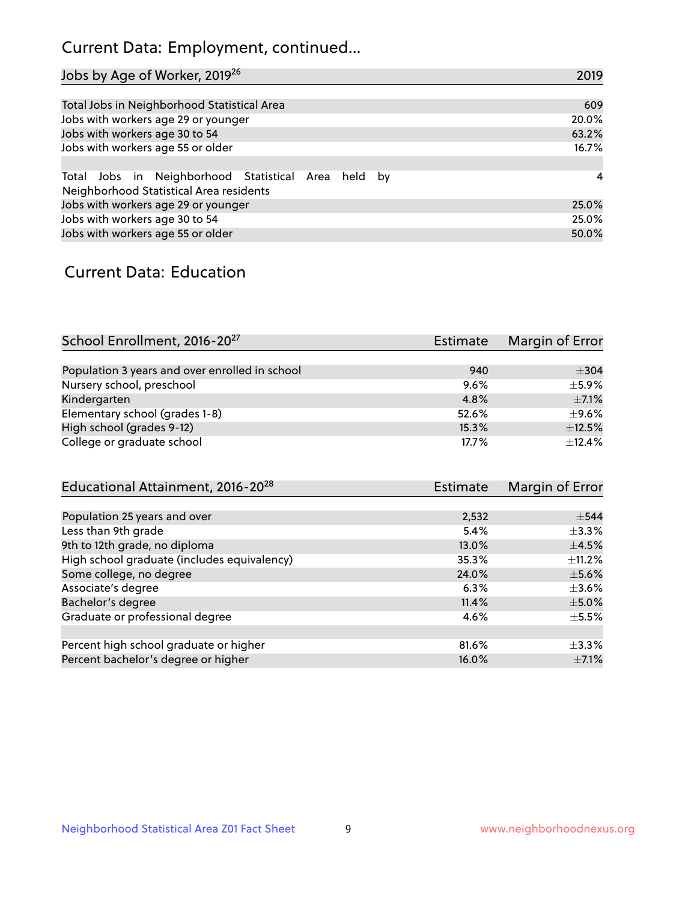# Current Data: Employment, continued...

| Jobs by Age of Worker, 2019[26] | 2019 |
|---|---|
| Total Jobs in Neighborhood Statistical Area | 609 |
| Jobs with workers age 29 or younger | 20.0% |
| Jobs with workers age 30 to 54 | 63.2% |
| Jobs with workers age 55 or older | 16.7% |
| | |
| Total Jobs in Neighborhood Statistical Area held by Neighborhood Statistical Area residents | 4 |
| Jobs with workers age 29 or younger | 25.0% |
| Jobs with workers age 30 to 54 | 25.0% |
| Jobs with workers age 55 or older | 50.0% |

## Current Data: Education

| School Enrollment, 2016-20[27] | Estimate | Margin of Error |
|---|---|---|
| Population 3 years and over enrolled in school | 940 | ±304 |
| Nursery school, preschool | 9.6% | ±5.9% |
| Kindergarten | 4.8% | ±7.1% |
| Elementary school (grades 1-8) | 52.6% | ±9.6% |
| High school (grades 9-12) | 15.3% | ±12.5% |
| College or graduate school | 17.7% | ±12.4% |

| Educational Attainment, 2016-20[28] | Estimate | Margin of Error |
|---|---|---|
| Population 25 years and over | 2,532 | ±544 |
| Less than 9th grade | 5.4% | ±3.3% |
| 9th to 12th grade, no diploma | 13.0% | ±4.5% |
| High school graduate (includes equivalency) | 35.3% | ±11.2% |
| Some college, no degree | 24.0% | ±5.6% |
| Associate's degree | 6.3% | ±3.6% |
| Bachelor's degree | 11.4% | ±5.0% |
| Graduate or professional degree | 4.6% | ±5.5% |
| | | |
| Percent high school graduate or higher | 81.6% | ±3.3% |
| Percent bachelor's degree or higher | 16.0% | ±7.1% |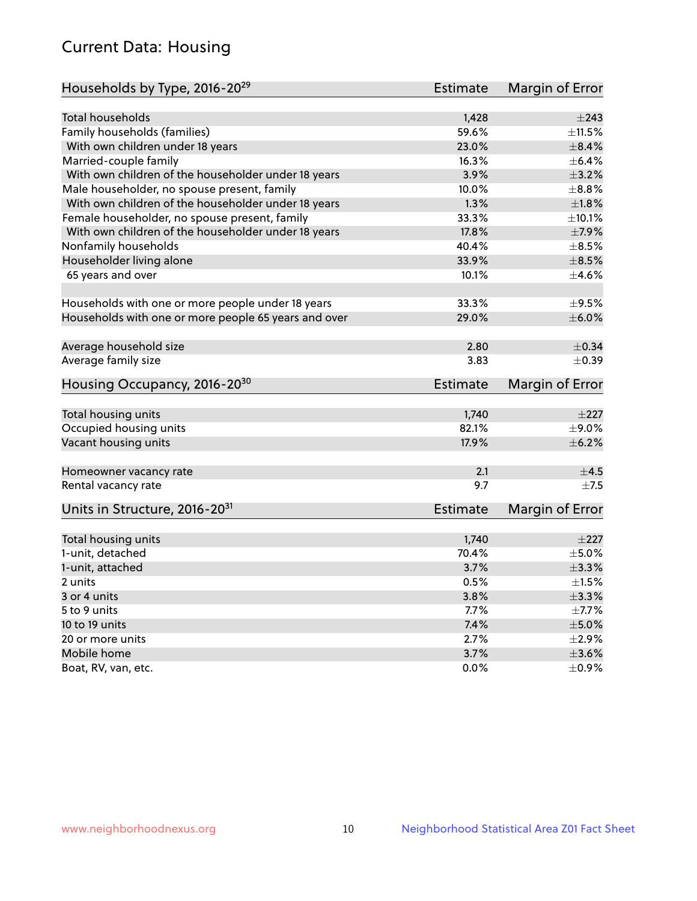## Current Data: Housing

| Households by Type, 2016-20[29] | Estimate | Margin of Error |
|---|---|---|
| Total households | 1,428 | ±243 |
| Family households (families) | 59.6% | ±11.5% |
| With own children under 18 years | 23.0% | ±8.4% |
| Married-couple family | 16.3% | ±6.4% |
| With own children of the householder under 18 years | 3.9% | ±3.2% |
| Male householder, no spouse present, family | 10.0% | ±8.8% |
| With own children of the householder under 18 years | 1.3% | ±1.8% |
| Female householder, no spouse present, family | 33.3% | ±10.1% |
| With own children of the householder under 18 years | 17.8% | ±7.9% |
| Nonfamily households | 40.4% | ±8.5% |
| Householder living alone | 33.9% | ±8.5% |
| 65 years and over | 10.1% | ±4.6% |
| Households with one or more people under 18 years | 33.3% | ±9.5% |
| Households with one or more people 65 years and over | 29.0% | ±6.0% |
| Average household size | 2.80 | ±0.34 |
| Average family size | 3.83 | ±0.39 |

| Housing Occupancy, 2016-20[30] | Estimate | Margin of Error |
|---|---|---|
| Total housing units | 1,740 | ±227 |
| Occupied housing units | 82.1% | ±9.0% |
| Vacant housing units | 17.9% | ±6.2% |
| Homeowner vacancy rate | 2.1 | ±4.5 |
| Rental vacancy rate | 9.7 | ±7.5 |

| Units in Structure, 2016-20[31] | Estimate | Margin of Error |
|---|---|---|
| Total housing units | 1,740 | ±227 |
| 1-unit, detached | 70.4% | ±5.0% |
| 1-unit, attached | 3.7% | ±3.3% |
| 2 units | 0.5% | ±1.5% |
| 3 or 4 units | 3.8% | ±3.3% |
| 5 to 9 units | 7.7% | ±7.7% |
| 10 to 19 units | 7.4% | ±5.0% |
| 20 or more units | 2.7% | ±2.9% |
| Mobile home | 3.7% | ±3.6% |
| Boat, RV, van, etc. | 0.0% | ±0.9% |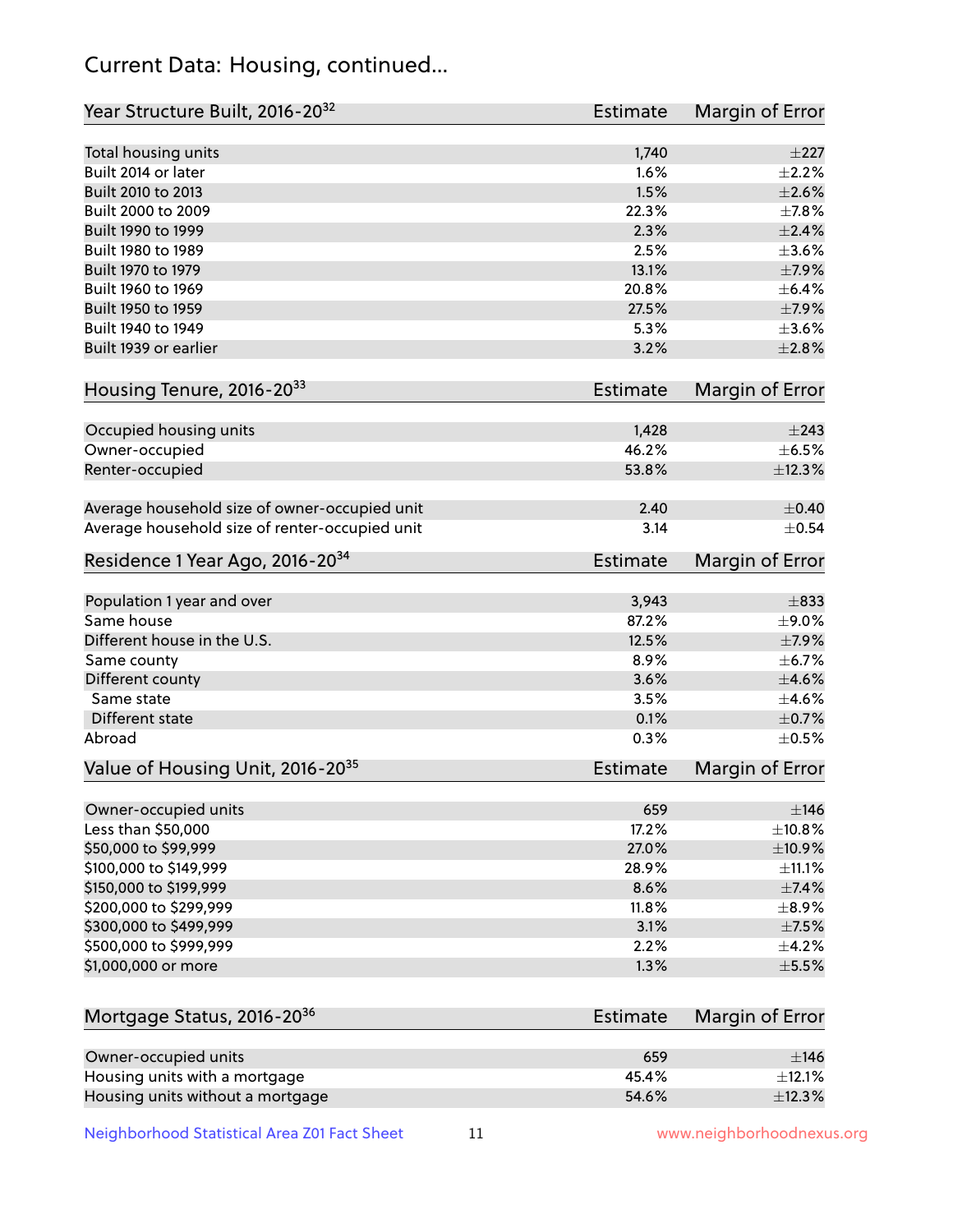## Current Data: Housing, continued...

| Year Structure Built, 2016-20[32] | Estimate | Margin of Error |
|---|---|---|
| Total housing units | 1,740 | ±227 |
| Built 2014 or later | 1.6% | ±2.2% |
| Built 2010 to 2013 | 1.5% | ±2.6% |
| Built 2000 to 2009 | 22.3% | ±7.8% |
| Built 1990 to 1999 | 2.3% | ±2.4% |
| Built 1980 to 1989 | 2.5% | ±3.6% |
| Built 1970 to 1979 | 13.1% | ±7.9% |
| Built 1960 to 1969 | 20.8% | ±6.4% |
| Built 1950 to 1959 | 27.5% | ±7.9% |
| Built 1940 to 1949 | 5.3% | ±3.6% |
| Built 1939 or earlier | 3.2% | ±2.8% |

| Housing Tenure, 2016-20[33] | Estimate | Margin of Error |
|---|---|---|
| Occupied housing units | 1,428 | ±243 |
| Owner-occupied | 46.2% | ±6.5% |
| Renter-occupied | 53.8% | ±12.3% |
| Average household size of owner-occupied unit | 2.40 | ±0.40 |
| Average household size of renter-occupied unit | 3.14 | ±0.54 |

| Residence 1 Year Ago, 2016-20[34] | Estimate | Margin of Error |
|---|---|---|
| Population 1 year and over | 3,943 | ±833 |
| Same house | 87.2% | ±9.0% |
| Different house in the U.S. | 12.5% | ±7.9% |
| Same county | 8.9% | ±6.7% |
| Different county | 3.6% | ±4.6% |
| Same state | 3.5% | ±4.6% |
| Different state | 0.1% | ±0.7% |
| Abroad | 0.3% | ±0.5% |

| Value of Housing Unit, 2016-20[35] | Estimate | Margin of Error |
|---|---|---|
| Owner-occupied units | 659 | ±146 |
| Less than $50,000 | 17.2% | ±10.8% |
| $50,000 to $99,999 | 27.0% | ±10.9% |
| $100,000 to $149,999 | 28.9% | ±11.1% |
| $150,000 to $199,999 | 8.6% | ±7.4% |
| $200,000 to $299,999 | 11.8% | ±8.9% |
| $300,000 to $499,999 | 3.1% | ±7.5% |
| $500,000 to $999,999 | 2.2% | ±4.2% |
| $1,000,000 or more | 1.3% | ±5.5% |

| Mortgage Status, 2016-20[36] | Estimate | Margin of Error |
|---|---|---|
| Owner-occupied units | 659 | ±146 |
| Housing units with a mortgage | 45.4% | ±12.1% |
| Housing units without a mortgage | 54.6% | ±12.3% |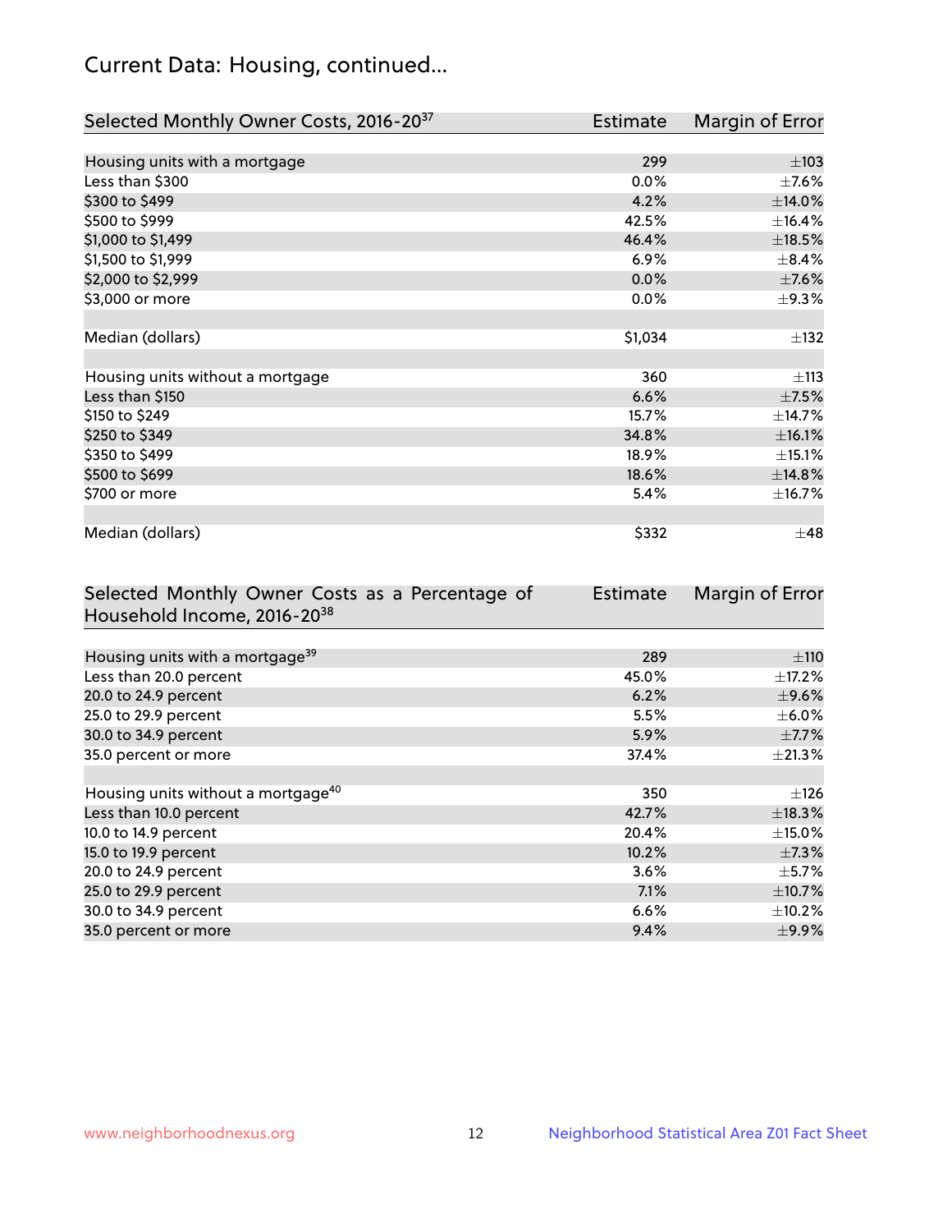## Current Data: Housing, continued...

| Selected Monthly Owner Costs, 2016-20[37] | Estimate | Margin of Error |
|---|---|---|
| Housing units with a mortgage | 299 | ±103 |
| Less than $300 | 0.0% | ±7.6% |
| $300 to $499 | 4.2% | ±14.0% |
| $500 to $999 | 42.5% | ±16.4% |
| $1,000 to $1,499 | 46.4% | ±18.5% |
| $1,500 to $1,999 | 6.9% | ±8.4% |
| $2,000 to $2,999 | 0.0% | ±7.6% |
| $3,000 or more | 0.0% | ±9.3% |
| | | |
| Median (dollars) | $1,034 | ±132 |
| | | |
| Housing units without a mortgage | 360 | ±113 |
| Less than $150 | 6.6% | ±7.5% |
| $150 to $249 | 15.7% | ±14.7% |
| $250 to $349 | 34.8% | ±16.1% |
| $350 to $499 | 18.9% | ±15.1% |
| $500 to $699 | 18.6% | ±14.8% |
| $700 or more | 5.4% | ±16.7% |
| | | |
| Median (dollars) | $332 | ±48 |

| Selected Monthly Owner Costs as a Percentage of Household Income, 2016-20[38] | Estimate | Margin of Error |
|---|---|---|
| Housing units with a mortgage[39] | 289 | ±110 |
| Less than 20.0 percent | 45.0% | ±17.2% |
| 20.0 to 24.9 percent | 6.2% | ±9.6% |
| 25.0 to 29.9 percent | 5.5% | ±6.0% |
| 30.0 to 34.9 percent | 5.9% | ±7.7% |
| 35.0 percent or more | 37.4% | ±21.3% |
| | | |
| Housing units without a mortgage[40] | 350 | ±126 |
| Less than 10.0 percent | 42.7% | ±18.3% |
| 10.0 to 14.9 percent | 20.4% | ±15.0% |
| 15.0 to 19.9 percent | 10.2% | ±7.3% |
| 20.0 to 24.9 percent | 3.6% | ±5.7% |
| 25.0 to 29.9 percent | 7.1% | ±10.7% |
| 30.0 to 34.9 percent | 6.6% | ±10.2% |
| 35.0 percent or more | 9.4% | ±9.9% |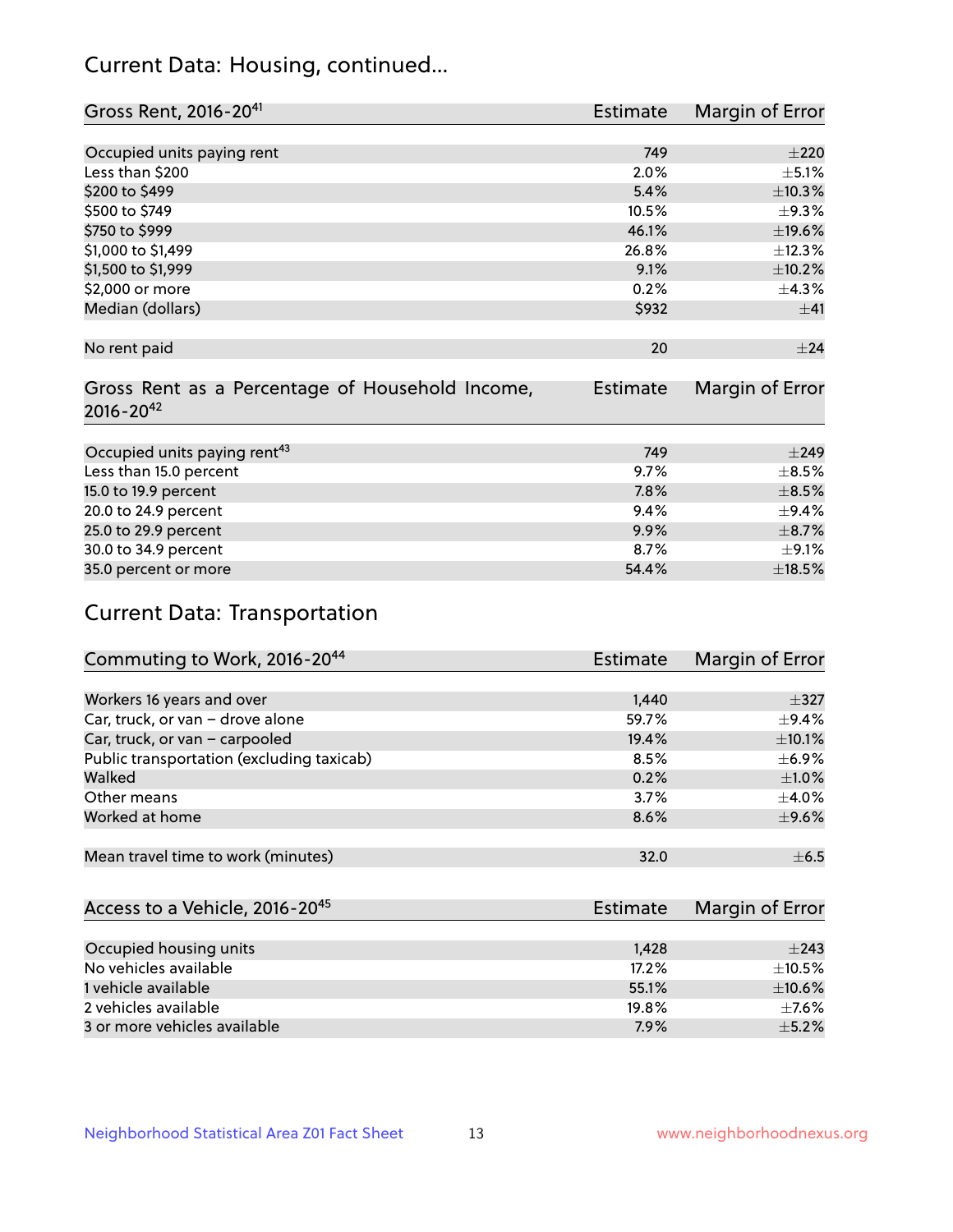## Current Data: Housing, continued...

| Gross Rent, 2016-20[41] | Estimate | Margin of Error |
|---|---|---|
| Occupied units paying rent | 749 | ±220 |
| Less than $200 | 2.0% | ±5.1% |
| $200 to $499 | 5.4% | ±10.3% |
| $500 to $749 | 10.5% | ±9.3% |
| $750 to $999 | 46.1% | ±19.6% |
| $1,000 to $1,499 | 26.8% | ±12.3% |
| $1,500 to $1,999 | 9.1% | ±10.2% |
| $2,000 or more | 0.2% | ±4.3% |
| Median (dollars) | $932 | ±41 |
| No rent paid | 20 | ±24 |

| Gross Rent as a Percentage of Household Income, 2016-20[42] | Estimate | Margin of Error |
|---|---|---|
| Occupied units paying rent[43] | 749 | ±249 |
| Less than 15.0 percent | 9.7% | ±8.5% |
| 15.0 to 19.9 percent | 7.8% | ±8.5% |
| 20.0 to 24.9 percent | 9.4% | ±9.4% |
| 25.0 to 29.9 percent | 9.9% | ±8.7% |
| 30.0 to 34.9 percent | 8.7% | ±9.1% |
| 35.0 percent or more | 54.4% | ±18.5% |

## Current Data: Transportation

| Commuting to Work, 2016-20[44] | Estimate | Margin of Error |
|---|---|---|
| Workers 16 years and over | 1,440 | ±327 |
| Car, truck, or van – drove alone | 59.7% | ±9.4% |
| Car, truck, or van – carpooled | 19.4% | ±10.1% |
| Public transportation (excluding taxicab) | 8.5% | ±6.9% |
| Walked | 0.2% | ±1.0% |
| Other means | 3.7% | ±4.0% |
| Worked at home | 8.6% | ±9.6% |
| Mean travel time to work (minutes) | 32.0 | ±6.5 |

| Access to a Vehicle, 2016-20[45] | Estimate | Margin of Error |
|---|---|---|
| Occupied housing units | 1,428 | ±243 |
| No vehicles available | 17.2% | ±10.5% |
| 1 vehicle available | 55.1% | ±10.6% |
| 2 vehicles available | 19.8% | ±7.6% |
| 3 or more vehicles available | 7.9% | ±5.2% |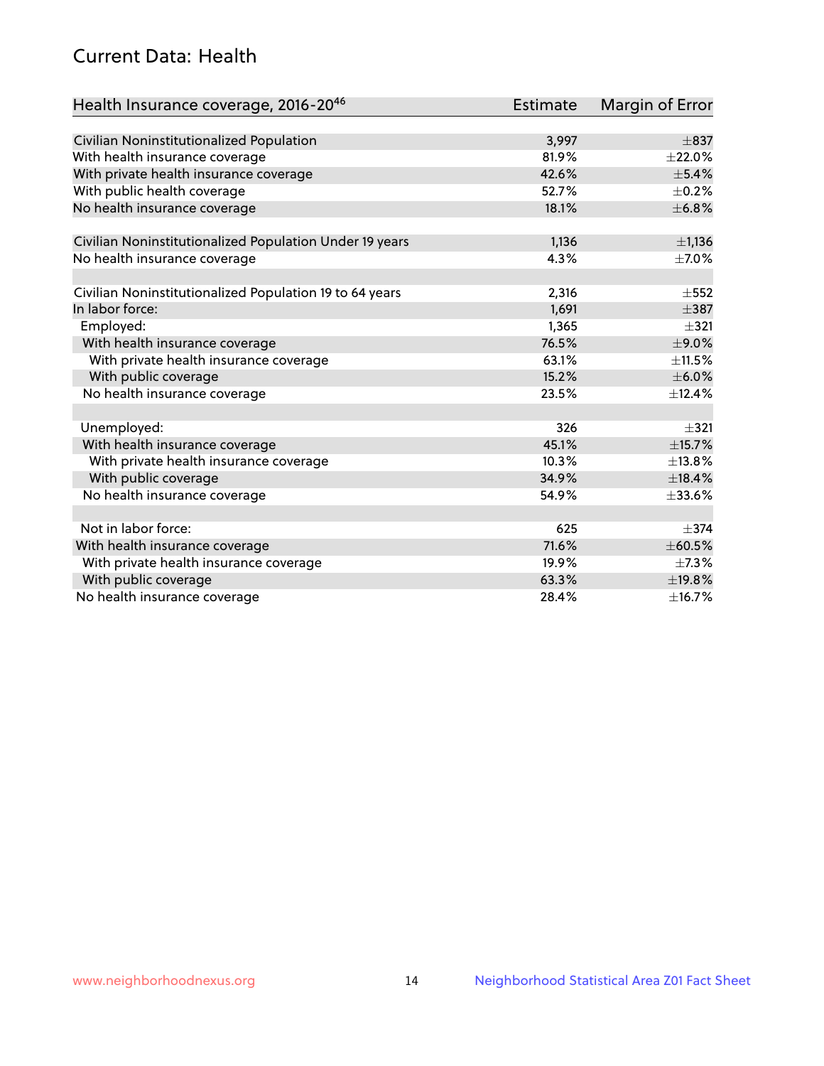## Current Data: Health

| Health Insurance coverage, 2016-20[46] | Estimate | Margin of Error |
|---|---|---|
| Civilian Noninstitutionalized Population | 3,997 | ±837 |
| With health insurance coverage | 81.9% | ±22.0% |
| With private health insurance coverage | 42.6% | ±5.4% |
| With public health coverage | 52.7% | ±0.2% |
| No health insurance coverage | 18.1% | ±6.8% |
| | | |
| Civilian Noninstitutionalized Population Under 19 years | 1,136 | ±1,136 |
| No health insurance coverage | 4.3% | ±7.0% |
| | | |
| Civilian Noninstitutionalized Population 19 to 64 years | 2,316 | ±552 |
| In labor force: | 1,691 | ±387 |
| Employed: | 1,365 | ±321 |
| With health insurance coverage | 76.5% | ±9.0% |
| With private health insurance coverage | 63.1% | ±11.5% |
| With public coverage | 15.2% | ±6.0% |
| No health insurance coverage | 23.5% | ±12.4% |
| | | |
| Unemployed: | 326 | ±321 |
| With health insurance coverage | 45.1% | ±15.7% |
| With private health insurance coverage | 10.3% | ±13.8% |
| With public coverage | 34.9% | ±18.4% |
| No health insurance coverage | 54.9% | ±33.6% |
| | | |
| Not in labor force: | 625 | ±374 |
| With health insurance coverage | 71.6% | ±60.5% |
| With private health insurance coverage | 19.9% | ±7.3% |
| With public coverage | 63.3% | ±19.8% |
| No health insurance coverage | 28.4% | ±16.7% |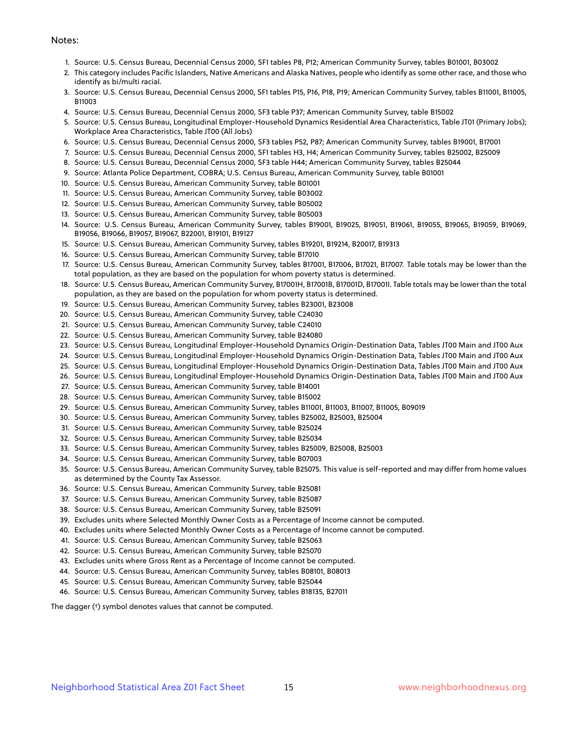Notes:

1. Source: U.S. Census Bureau, Decennial Census 2000, SF1 tables P8, P12; American Community Survey, tables B01001, B03002
2. This category includes Pacific Islanders, Native Americans and Alaska Natives, people who identify as some other race, and those who identify as bi/multi racial.
3. Source: U.S. Census Bureau, Decennial Census 2000, SF1 tables P15, P16, P18, P19; American Community Survey, tables B11001, B11005, B11003
4. Source: U.S. Census Bureau, Decennial Census 2000, SF3 table P37; American Community Survey, table B15002
5. Source: U.S. Census Bureau, Longitudinal Employer-Household Dynamics Residential Area Characteristics, Table JT01 (Primary Jobs); Workplace Area Characteristics, Table JT00 (All Jobs)
6. Source: U.S. Census Bureau, Decennial Census 2000, SF3 tables P52, P87; American Community Survey, tables B19001, B17001
7. Source: U.S. Census Bureau, Decennial Census 2000, SF1 tables H3, H4; American Community Survey, tables B25002, B25009
8. Source: U.S. Census Bureau, Decennial Census 2000, SF3 table H44; American Community Survey, tables B25044
9. Source: Atlanta Police Department, COBRA; U.S. Census Bureau, American Community Survey, table B01001
10. Source: U.S. Census Bureau, American Community Survey, table B01001
11. Source: U.S. Census Bureau, American Community Survey, table B03002
12. Source: U.S. Census Bureau, American Community Survey, table B05002
13. Source: U.S. Census Bureau, American Community Survey, table B05003
14. Source: U.S. Census Bureau, American Community Survey, tables B19001, B19025, B19051, B19061, B19055, B19065, B19059, B19069, B19056, B19066, B19057, B19067, B22001, B19101, B19127
15. Source: U.S. Census Bureau, American Community Survey, tables B19201, B19214, B20017, B19313
16. Source: U.S. Census Bureau, American Community Survey, table B17010
17. Source: U.S. Census Bureau, American Community Survey, tables B17001, B17006, B17021, B17007. Table totals may be lower than the total population, as they are based on the population for whom poverty status is determined.
18. Source: U.S. Census Bureau, American Community Survey, B17001H, B17001B, B17001D, B17001I. Table totals may be lower than the total population, as they are based on the population for whom poverty status is determined.
19. Source: U.S. Census Bureau, American Community Survey, tables B23001, B23008
20. Source: U.S. Census Bureau, American Community Survey, table C24030
21. Source: U.S. Census Bureau, American Community Survey, table C24010
22. Source: U.S. Census Bureau, American Community Survey, table B24080
23. Source: U.S. Census Bureau, Longitudinal Employer-Household Dynamics Origin-Destination Data, Tables JT00 Main and JT00 Aux
24. Source: U.S. Census Bureau, Longitudinal Employer-Household Dynamics Origin-Destination Data, Tables JT00 Main and JT00 Aux
25. Source: U.S. Census Bureau, Longitudinal Employer-Household Dynamics Origin-Destination Data, Tables JT00 Main and JT00 Aux
26. Source: U.S. Census Bureau, Longitudinal Employer-Household Dynamics Origin-Destination Data, Tables JT00 Main and JT00 Aux
27. Source: U.S. Census Bureau, American Community Survey, table B14001
28. Source: U.S. Census Bureau, American Community Survey, table B15002
29. Source: U.S. Census Bureau, American Community Survey, tables B11001, B11003, B11007, B11005, B09019
30. Source: U.S. Census Bureau, American Community Survey, tables B25002, B25003, B25004
31. Source: U.S. Census Bureau, American Community Survey, table B25024
32. Source: U.S. Census Bureau, American Community Survey, table B25034
33. Source: U.S. Census Bureau, American Community Survey, tables B25009, B25008, B25003
34. Source: U.S. Census Bureau, American Community Survey, table B07003
35. Source: U.S. Census Bureau, American Community Survey, table B25075. This value is self-reported and may differ from home values as determined by the County Tax Assessor.
36. Source: U.S. Census Bureau, American Community Survey, table B25081
37. Source: U.S. Census Bureau, American Community Survey, table B25087
38. Source: U.S. Census Bureau, American Community Survey, table B25091
39. Excludes units where Selected Monthly Owner Costs as a Percentage of Income cannot be computed.
40. Excludes units where Selected Monthly Owner Costs as a Percentage of Income cannot be computed.
41. Source: U.S. Census Bureau, American Community Survey, table B25063
42. Source: U.S. Census Bureau, American Community Survey, table B25070
43. Excludes units where Gross Rent as a Percentage of Income cannot be computed.
44. Source: U.S. Census Bureau, American Community Survey, tables B08101, B08013
45. Source: U.S. Census Bureau, American Community Survey, table B25044
46. Source: U.S. Census Bureau, American Community Survey, tables B18135, B27011

The dagger (†) symbol denotes values that cannot be computed.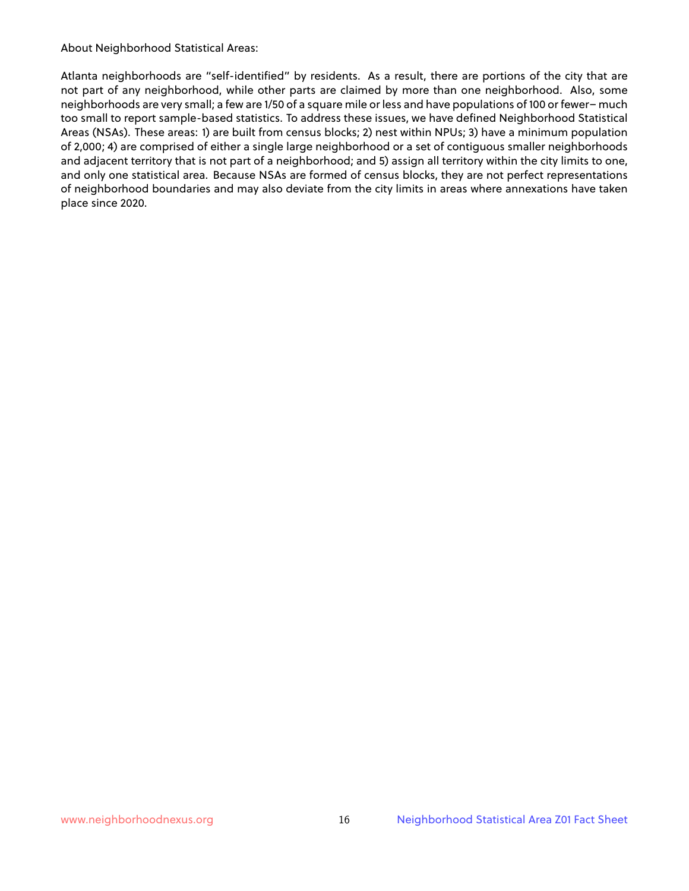About Neighborhood Statistical Areas:

Atlanta neighborhoods are "self-identified" by residents. As a result, there are portions of the city that are not part of any neighborhood, while other parts are claimed by more than one neighborhood. Also, some neighborhoods are very small; a few are 1/50 of a square mile or less and have populations of 100 or fewer– much too small to report sample-based statistics. To address these issues, we have defined Neighborhood Statistical Areas (NSAs). These areas: 1) are built from census blocks; 2) nest within NPUs; 3) have a minimum population of 2,000; 4) are comprised of either a single large neighborhood or a set of contiguous smaller neighborhoods and adjacent territory that is not part of a neighborhood; and 5) assign all territory within the city limits to one, and only one statistical area. Because NSAs are formed of census blocks, they are not perfect representations of neighborhood boundaries and may also deviate from the city limits in areas where annexations have taken place since 2020.